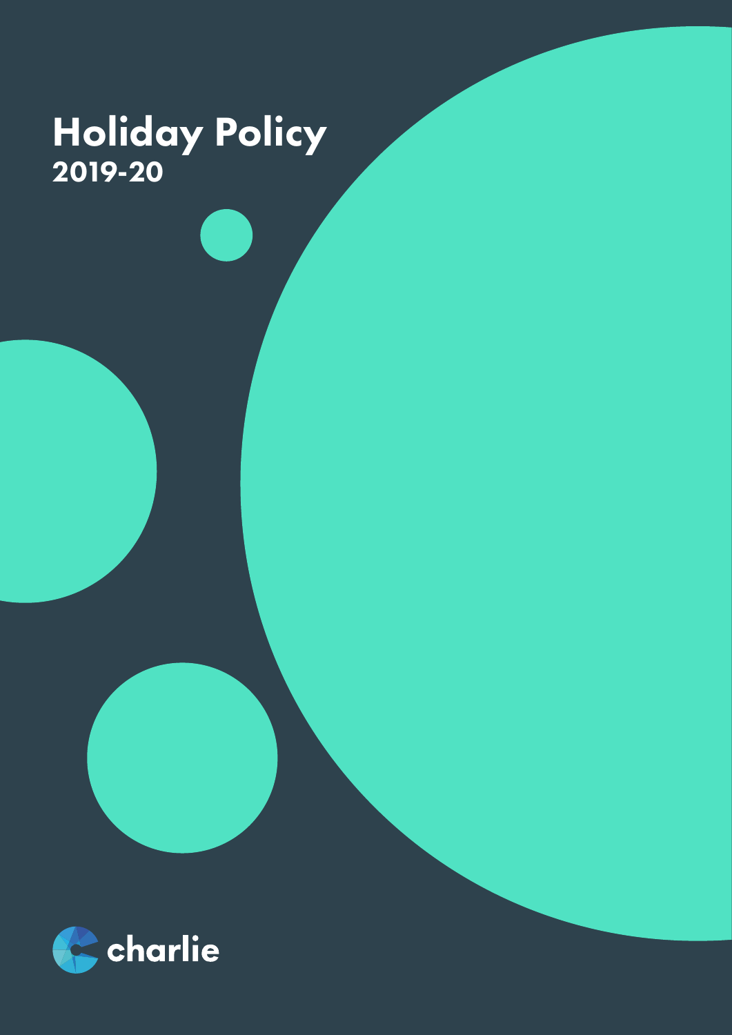# Holiday Policy
## 2019-20

charlie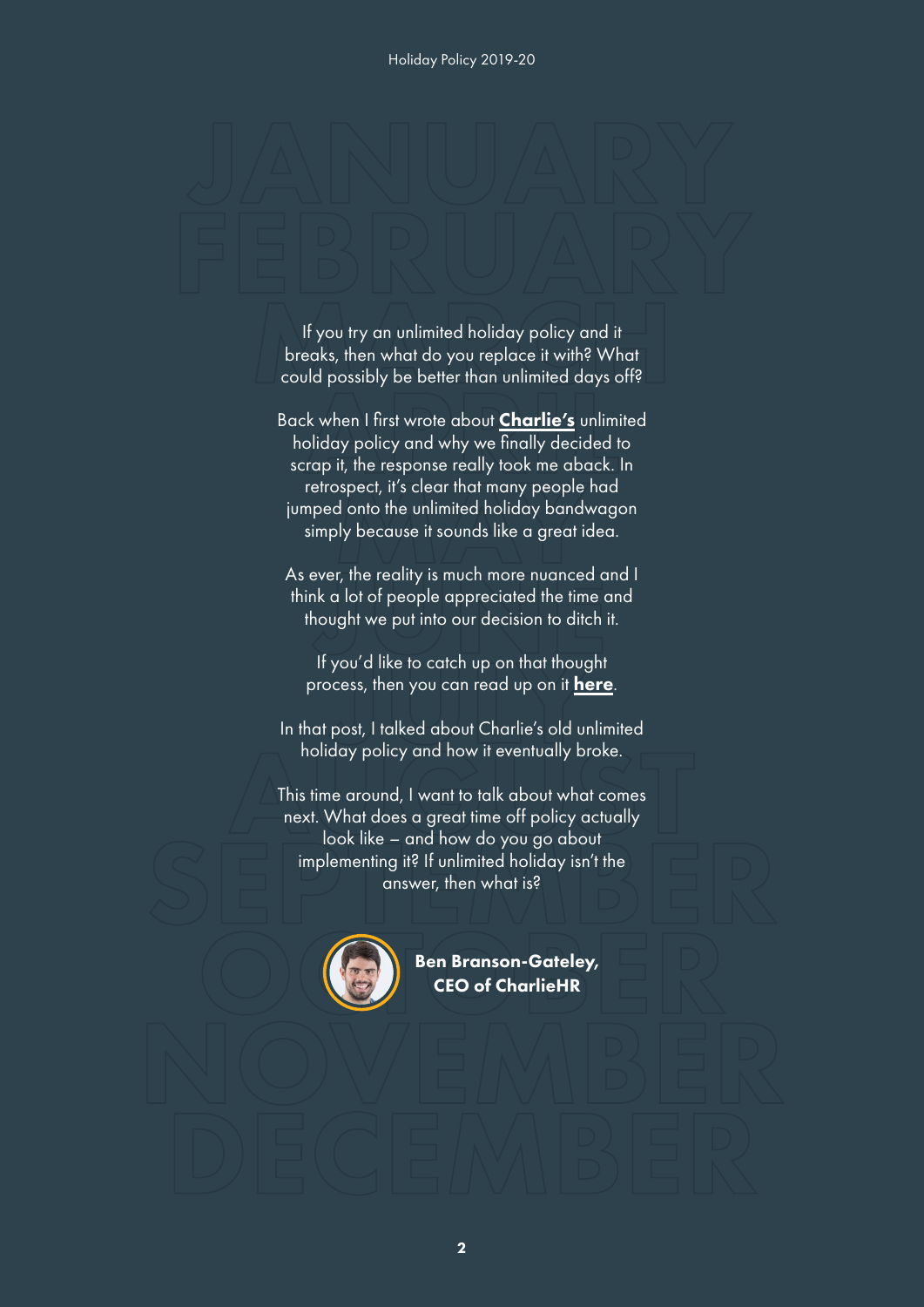If you try an unlimited holiday policy and it breaks, then what do you replace it with? What could possibly be better than unlimited days off?

Back when I first wrote about **Charlie's** unlimited holiday policy and why we finally decided to scrap it, the response really took me aback. In retrospect, it's clear that many people had jumped onto the unlimited holiday bandwagon simply because it sounds like a great idea.

As ever, the reality is much more nuanced and I think a lot of people appreciated the time and thought we put into our decision to ditch it.

If you'd like to catch up on that thought process, then you can read up on it **here**.

In that post, I talked about Charlie's old unlimited holiday policy and how it eventually broke.

This time around, I want to talk about what comes next. What does a great time off policy actually look like – and how do you go about implementing it? If unlimited holiday isn't the answer, then what is?

**Ben Branson-Gateley, CEO of CharlieHR**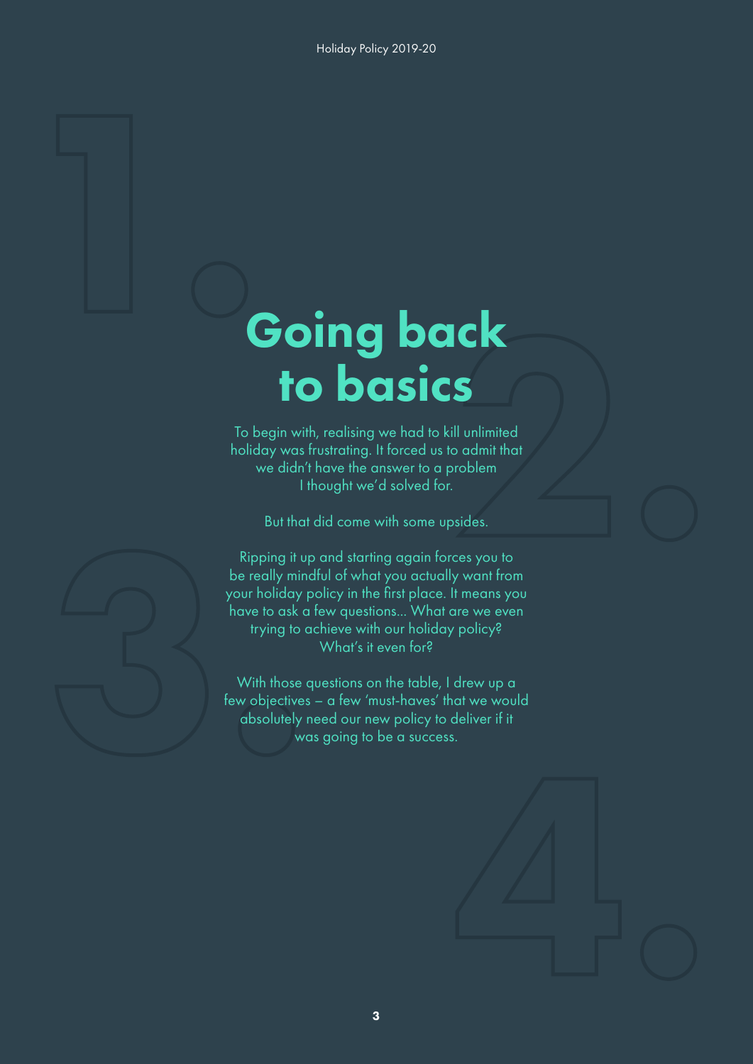# Going back to basics

To begin with, realising we had to kill unlimited holiday was frustrating. It forced us to admit that we didn't have the answer to a problem I thought we'd solved for.

But that did come with some upsides.

Ripping it up and starting again forces you to be really mindful of what you actually want from your holiday policy in the first place. It means you have to ask a few questions... What are we even trying to achieve with our holiday policy? What's it even for?

With those questions on the table, I drew up a few objectives – a few 'must-haves' that we would absolutely need our new policy to deliver if it was going to be a success.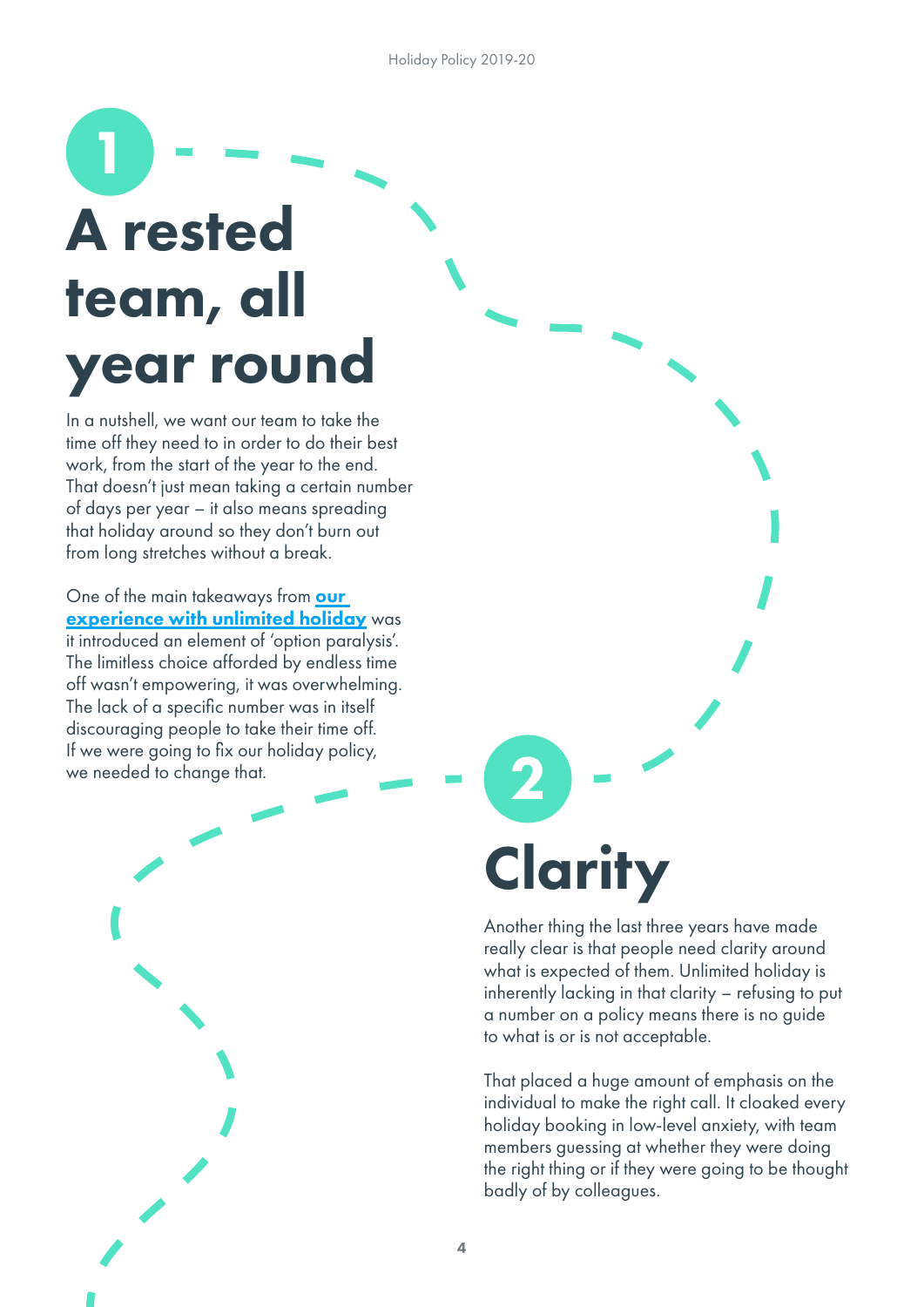## 1

# A rested team, all year round

In a nutshell, we want our team to take the time off they need to in order to do their best work, from the start of the year to the end. That doesn't just mean taking a certain number of days per year – it also means spreading that holiday around so they don't burn out from long stretches without a break.

One of the main takeaways from **our experience with unlimited holiday** was it introduced an element of 'option paralysis'. The limitless choice afforded by endless time off wasn't empowering, it was overwhelming. The lack of a specific number was in itself discouraging people to take their time off. If we were going to fix our holiday policy, we needed to change that.

## 2

# Clarity

Another thing the last three years have made really clear is that people need clarity around what is expected of them. Unlimited holiday is inherently lacking in that clarity – refusing to put a number on a policy means there is no guide to what is or is not acceptable.

That placed a huge amount of emphasis on the individual to make the right call. It cloaked every holiday booking in low-level anxiety, with team members guessing at whether they were doing the right thing or if they were going to be thought badly of by colleagues.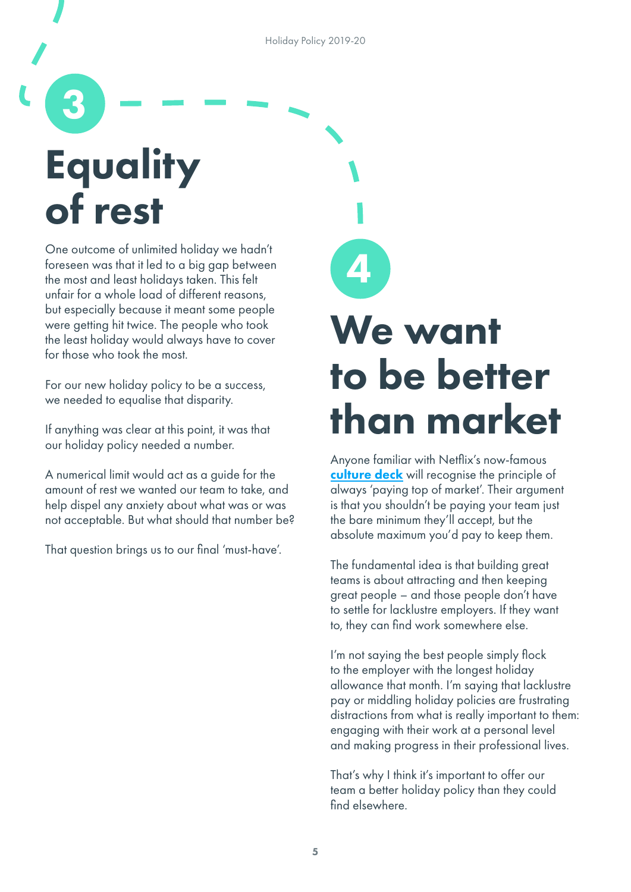## 3

# Equality of rest

One outcome of unlimited holiday we hadn't foreseen was that it led to a big gap between the most and least holidays taken. This felt unfair for a whole load of different reasons, but especially because it meant some people were getting hit twice. The people who took the least holiday would always have to cover for those who took the most.

For our new holiday policy to be a success, we needed to equalise that disparity.

If anything was clear at this point, it was that our holiday policy needed a number.

A numerical limit would act as a guide for the amount of rest we wanted our team to take, and help dispel any anxiety about what was or was not acceptable. But what should that number be?

That question brings us to our final 'must-have'.

## 4

# We want to be better than market

Anyone familiar with Netflix's now-famous **culture deck** will recognise the principle of always 'paying top of market'. Their argument is that you shouldn't be paying your team just the bare minimum they'll accept, but the absolute maximum you'd pay to keep them.

The fundamental idea is that building great teams is about attracting and then keeping great people – and those people don't have to settle for lacklustre employers. If they want to, they can find work somewhere else.

I'm not saying the best people simply flock to the employer with the longest holiday allowance that month. I'm saying that lacklustre pay or middling holiday policies are frustrating distractions from what is really important to them: engaging with their work at a personal level and making progress in their professional lives.

That's why I think it's important to offer our team a better holiday policy than they could find elsewhere.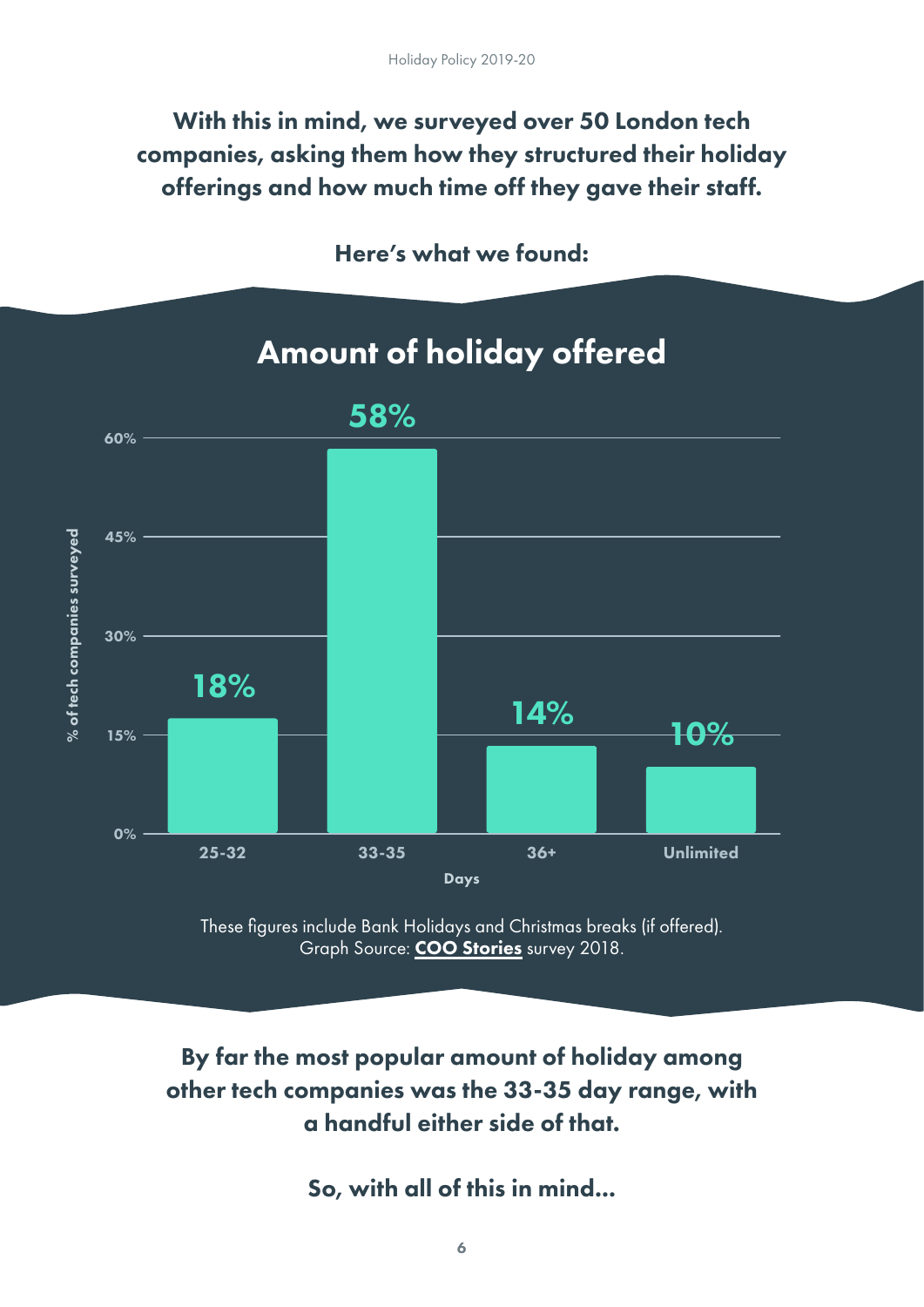**With this in mind, we surveyed over 50 London tech companies, asking them how they structured their holiday offerings and how much time off they gave their staff.**

**Here's what we found:**

## Amount of holiday offered

| Days | % of tech companies surveyed |
|---|---|
| 25-32 | 18% |
| 33-35 | 58% |
| 36+ | 14% |
| Unlimited | 10% |

These figures include Bank Holidays and Christmas breaks (if offered).
Graph Source: **COO Stories** survey 2018.

**By far the most popular amount of holiday among other tech companies was the 33-35 day range, with a handful either side of that.**

**So, with all of this in mind...**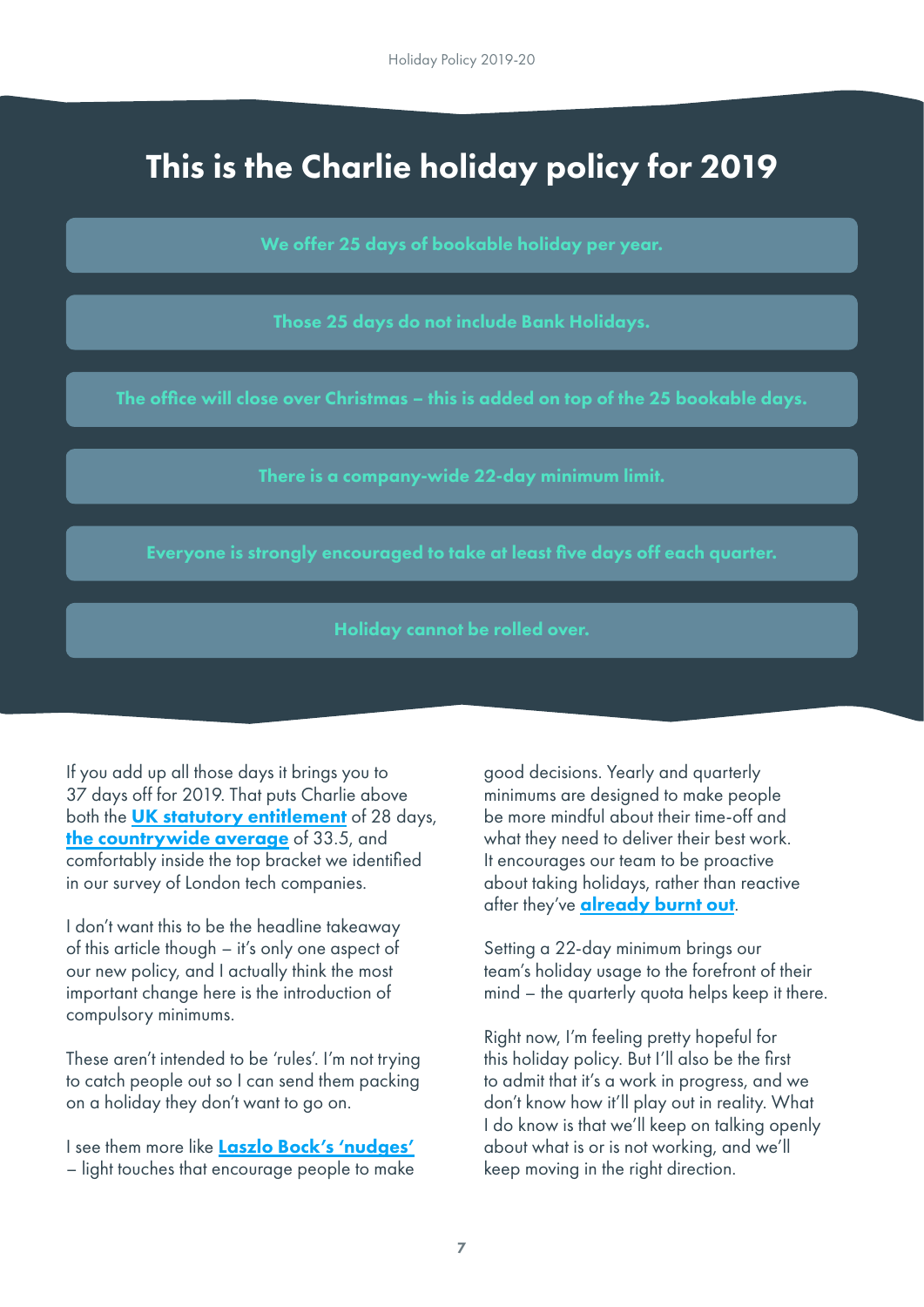# This is the Charlie holiday policy for 2019

**We offer 25 days of bookable holiday per year.**

**Those 25 days do not include Bank Holidays.**

**The office will close over Christmas – this is added on top of the 25 bookable days.**

**There is a company-wide 22-day minimum limit.**

**Everyone is strongly encouraged to take at least five days off each quarter.**

**Holiday cannot be rolled over.**

If you add up all those days it brings you to 37 days off for 2019. That puts Charlie above both the **UK statutory entitlement** of 28 days, **the countrywide average** of 33.5, and comfortably inside the top bracket we identified in our survey of London tech companies.

I don't want this to be the headline takeaway of this article though – it's only one aspect of our new policy, and I actually think the most important change here is the introduction of compulsory minimums.

These aren't intended to be 'rules'. I'm not trying to catch people out so I can send them packing on a holiday they don't want to go on.

I see them more like **Laszlo Bock's 'nudges'** – light touches that encourage people to make good decisions. Yearly and quarterly minimums are designed to make people be more mindful about their time-off and what they need to deliver their best work. It encourages our team to be proactive about taking holidays, rather than reactive after they've **already burnt out**.

Setting a 22-day minimum brings our team's holiday usage to the forefront of their mind – the quarterly quota helps keep it there.

Right now, I'm feeling pretty hopeful for this holiday policy. But I'll also be the first to admit that it's a work in progress, and we don't know how it'll play out in reality. What I do know is that we'll keep on talking openly about what is or is not working, and we'll keep moving in the right direction.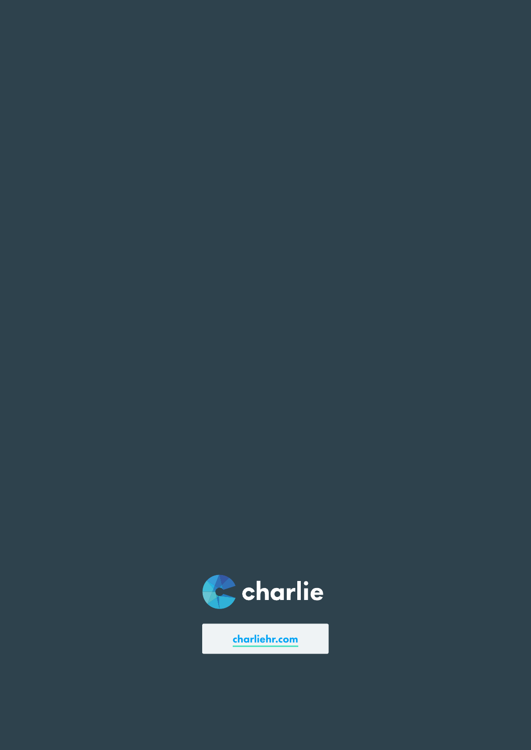charlie

charliehr.com